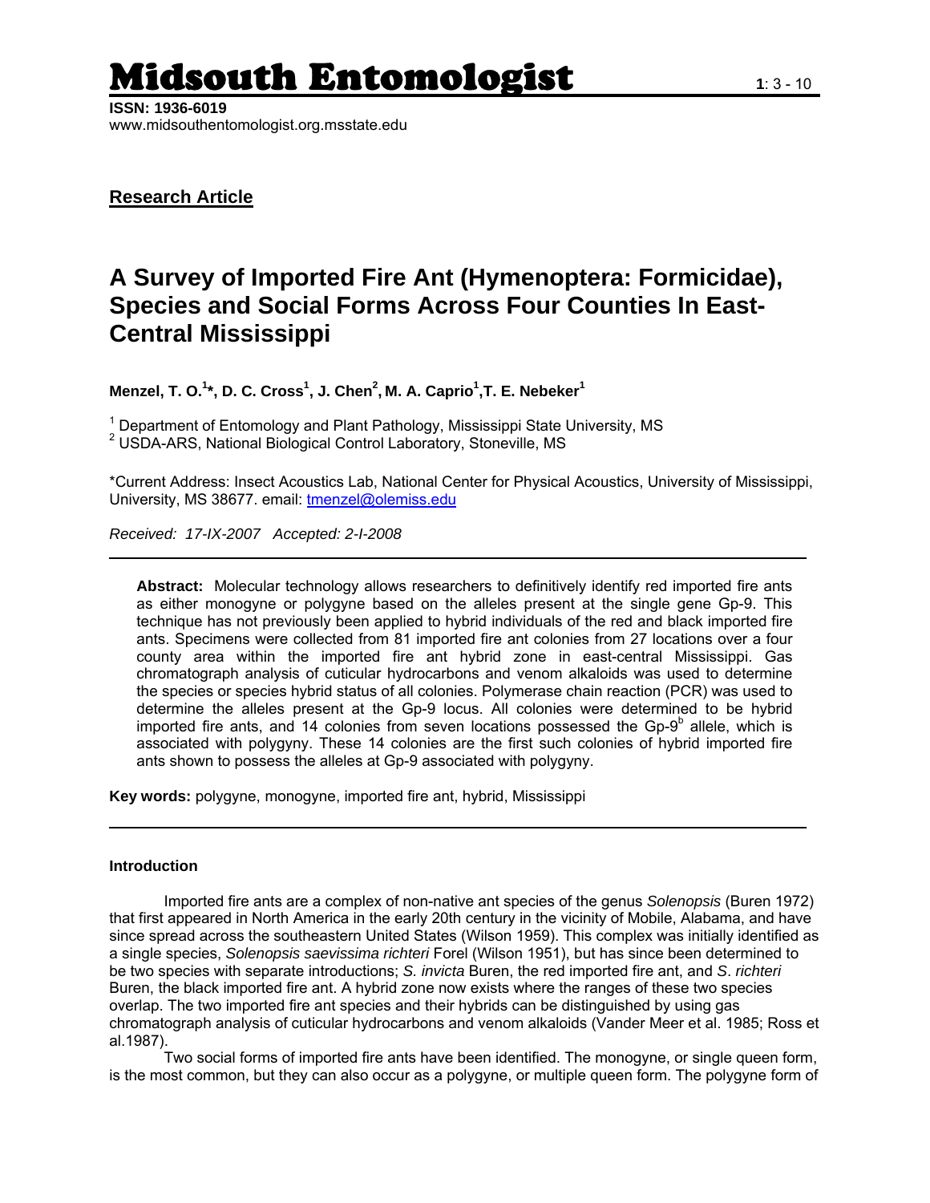# Midsouth Entomologist

**ISSN: 1936-6019**
www.midsouthentomologist.org.msstate.edu

**Research Article**

## A Survey of Imported Fire Ant (Hymenoptera: Formicidae), Species and Social Forms Across Four Counties In East-Central Mississippi

**Menzel, T. O.[1]\*, D. C. Cross[1], J. Chen[2], M. A. Caprio[1], T. E. Nebeker[1]**

[1] Department of Entomology and Plant Pathology, Mississippi State University, MS
[2] USDA-ARS, National Biological Control Laboratory, Stoneville, MS

\*Current Address: Insect Acoustics Lab, National Center for Physical Acoustics, University of Mississippi, University, MS 38677. email: tmenzel@olemiss.edu

*Received: 17-IX-2007 Accepted: 2-I-2008*

---

**Abstract:** Molecular technology allows researchers to definitively identify red imported fire ants as either monogyne or polygyne based on the alleles present at the single gene Gp-9. This technique has not previously been applied to hybrid individuals of the red and black imported fire ants. Specimens were collected from 81 imported fire ant colonies from 27 locations over a four county area within the imported fire ant hybrid zone in east-central Mississippi. Gas chromatograph analysis of cuticular hydrocarbons and venom alkaloids was used to determine the species or species hybrid status of all colonies. Polymerase chain reaction (PCR) was used to determine the alleles present at the Gp-9 locus. All colonies were determined to be hybrid imported fire ants, and 14 colonies from seven locations possessed the Gp-$9^b$ allele, which is associated with polygyny. These 14 colonies are the first such colonies of hybrid imported fire ants shown to possess the alleles at Gp-9 associated with polygyny.

**Key words:** polygyne, monogyne, imported fire ant, hybrid, Mississippi

---

#### Introduction

Imported fire ants are a complex of non-native ant species of the genus *Solenopsis* (Buren 1972) that first appeared in North America in the early 20th century in the vicinity of Mobile, Alabama, and have since spread across the southeastern United States (Wilson 1959). This complex was initially identified as a single species, *Solenopsis saevissima richteri* Forel (Wilson 1951), but has since been determined to be two species with separate introductions; *S. invicta* Buren, the red imported fire ant, and *S. richteri* Buren, the black imported fire ant. A hybrid zone now exists where the ranges of these two species overlap. The two imported fire ant species and their hybrids can be distinguished by using gas chromatograph analysis of cuticular hydrocarbons and venom alkaloids (Vander Meer et al. 1985; Ross et al.1987).

Two social forms of imported fire ants have been identified. The monogyne, or single queen form, is the most common, but they can also occur as a polygyne, or multiple queen form. The polygyne form of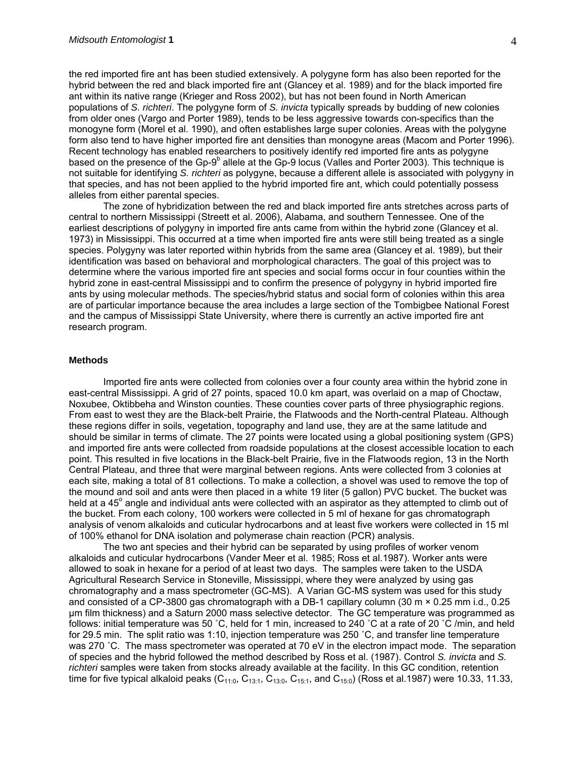the red imported fire ant has been studied extensively. A polygyne form has also been reported for the hybrid between the red and black imported fire ant (Glancey et al. 1989) and for the black imported fire ant within its native range (Krieger and Ross 2002), but has not been found in North American populations of *S. richteri*. The polygyne form of *S. invicta* typically spreads by budding of new colonies from older ones (Vargo and Porter 1989), tends to be less aggressive towards con-specifics than the monogyne form (Morel et al. 1990), and often establishes large super colonies. Areas with the polygyne form also tend to have higher imported fire ant densities than monogyne areas (Macom and Porter 1996). Recent technology has enabled researchers to positively identify red imported fire ants as polygyne based on the presence of the Gp-9$^b$ allele at the Gp-9 locus (Valles and Porter 2003). This technique is not suitable for identifying *S. richteri* as polygyne, because a different allele is associated with polygyny in that species, and has not been applied to the hybrid imported fire ant, which could potentially possess alleles from either parental species.

The zone of hybridization between the red and black imported fire ants stretches across parts of central to northern Mississippi (Streett et al. 2006), Alabama, and southern Tennessee. One of the earliest descriptions of polygyny in imported fire ants came from within the hybrid zone (Glancey et al. 1973) in Mississippi. This occurred at a time when imported fire ants were still being treated as a single species. Polygyny was later reported within hybrids from the same area (Glancey et al. 1989), but their identification was based on behavioral and morphological characters. The goal of this project was to determine where the various imported fire ant species and social forms occur in four counties within the hybrid zone in east-central Mississippi and to confirm the presence of polygyny in hybrid imported fire ants by using molecular methods. The species/hybrid status and social form of colonies within this area are of particular importance because the area includes a large section of the Tombigbee National Forest and the campus of Mississippi State University, where there is currently an active imported fire ant research program.

## Methods

Imported fire ants were collected from colonies over a four county area within the hybrid zone in east-central Mississippi. A grid of 27 points, spaced 10.0 km apart, was overlaid on a map of Choctaw, Noxubee, Oktibbeha and Winston counties. These counties cover parts of three physiographic regions. From east to west they are the Black-belt Prairie, the Flatwoods and the North-central Plateau. Although these regions differ in soils, vegetation, topography and land use, they are at the same latitude and should be similar in terms of climate. The 27 points were located using a global positioning system (GPS) and imported fire ants were collected from roadside populations at the closest accessible location to each point. This resulted in five locations in the Black-belt Prairie, five in the Flatwoods region, 13 in the North Central Plateau, and three that were marginal between regions. Ants were collected from 3 colonies at each site, making a total of 81 collections. To make a collection, a shovel was used to remove the top of the mound and soil and ants were then placed in a white 19 liter (5 gallon) PVC bucket. The bucket was held at a 45$^o$ angle and individual ants were collected with an aspirator as they attempted to climb out of the bucket. From each colony, 100 workers were collected in 5 ml of hexane for gas chromatograph analysis of venom alkaloids and cuticular hydrocarbons and at least five workers were collected in 15 ml of 100% ethanol for DNA isolation and polymerase chain reaction (PCR) analysis.

The two ant species and their hybrid can be separated by using profiles of worker venom alkaloids and cuticular hydrocarbons (Vander Meer et al. 1985; Ross et al.1987). Worker ants were allowed to soak in hexane for a period of at least two days. The samples were taken to the USDA Agricultural Research Service in Stoneville, Mississippi, where they were analyzed by using gas chromatography and a mass spectrometer (GC-MS). A Varian GC-MS system was used for this study and consisted of a CP-3800 gas chromatograph with a DB-1 capillary column (30 m × 0.25 mm i.d., 0.25 µm film thickness) and a Saturn 2000 mass selective detector. The GC temperature was programmed as follows: initial temperature was 50 ˚C, held for 1 min, increased to 240 ˚C at a rate of 20 ˚C /min, and held for 29.5 min. The split ratio was 1:10, injection temperature was 250 ˚C, and transfer line temperature was 270 ˚C. The mass spectrometer was operated at 70 eV in the electron impact mode. The separation of species and the hybrid followed the method described by Ross et al. (1987). Control *S. invicta* and *S. richteri* samples were taken from stocks already available at the facility. In this GC condition, retention time for five typical alkaloid peaks ($C_{11:0}$, $C_{13:1}$, $C_{13:0}$, $C_{15:1}$, and $C_{15:0}$) (Ross et al.1987) were 10.33, 11.33,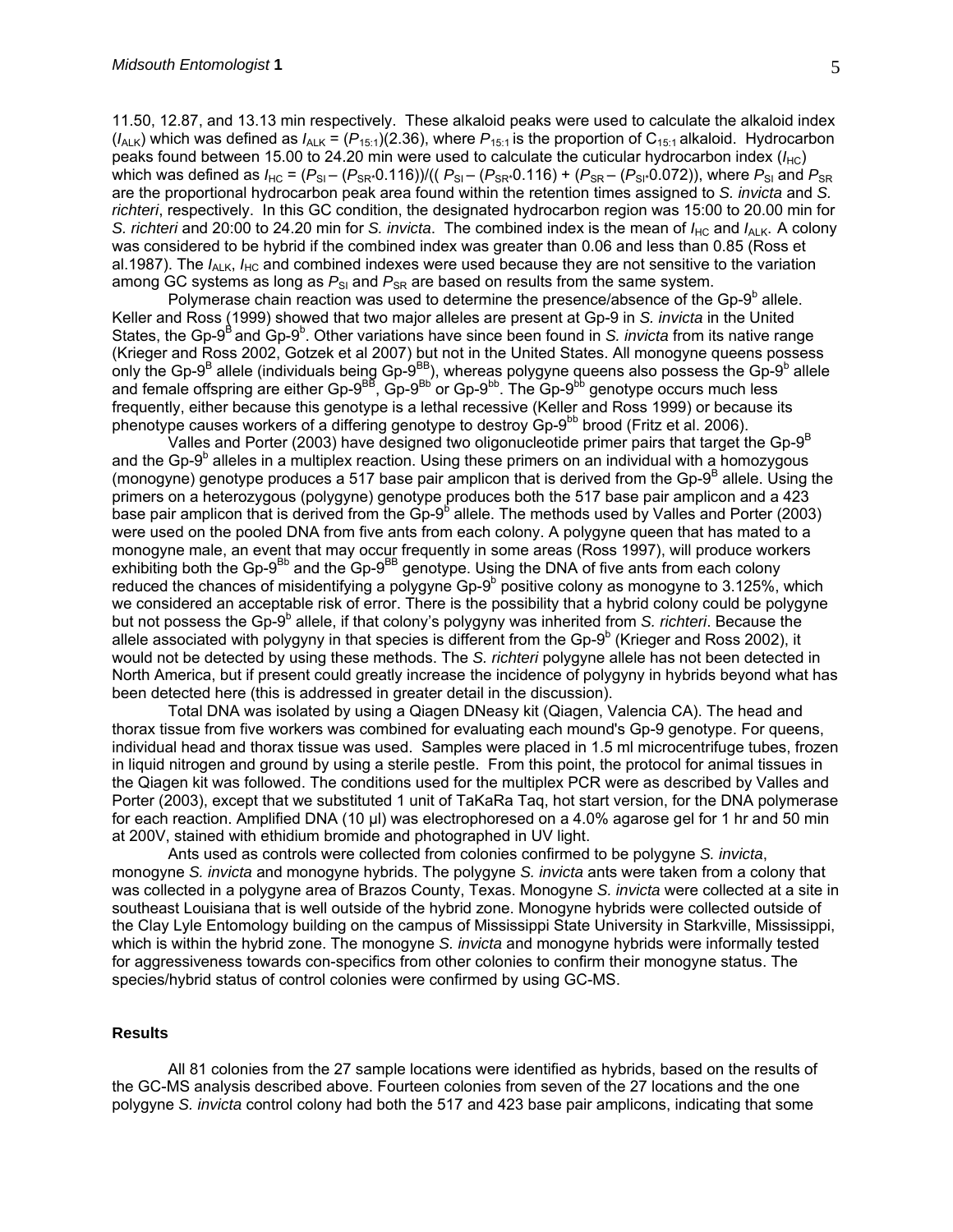11.50, 12.87, and 13.13 min respectively. These alkaloid peaks were used to calculate the alkaloid index ($I_{ALK}$) which was defined as $I_{ALK} = (P_{15:1})(2.36)$, where $P_{15:1}$ is the proportion of $C_{15:1}$ alkaloid. Hydrocarbon peaks found between 15.00 to 24.20 min were used to calculate the cuticular hydrocarbon index ($I_{HC}$) which was defined as $I_{HC} = (P_{SI} - (P_{SR} * 0.116)) / ((P_{SI} - (P_{SR} * 0.116) + (P_{SR} - (P_{SI} * 0.072))$, where $P_{SI}$ and $P_{SR}$ are the proportional hydrocarbon peak area found within the retention times assigned to *S. invicta* and *S. richteri*, respectively. In this GC condition, the designated hydrocarbon region was 15:00 to 20.00 min for *S. richteri* and 20:00 to 24.20 min for *S. invicta*. The combined index is the mean of $I_{HC}$ and $I_{ALK}$. A colony was considered to be hybrid if the combined index was greater than 0.06 and less than 0.85 (Ross et al.1987). The $I_{ALK}$, $I_{HC}$ and combined indexes were used because they are not sensitive to the variation among GC systems as long as $P_{SI}$ and $P_{SR}$ are based on results from the same system.

Polymerase chain reaction was used to determine the presence/absence of the Gp-9$^{b}$ allele. Keller and Ross (1999) showed that two major alleles are present at Gp-9 in *S. invicta* in the United States, the Gp-9$^{B}$ and Gp-9$^{b}$. Other variations have since been found in *S. invicta* from its native range (Krieger and Ross 2002, Gotzek et al 2007) but not in the United States. All monogyne queens possess only the Gp-9$^{B}$ allele (individuals being Gp-9$^{BB}$), whereas polygyne queens also possess the Gp-9$^{b}$ allele and female offspring are either Gp-9$^{BB}$, Gp-9$^{Bb}$ or Gp-9$^{bb}$. The Gp-9$^{bb}$ genotype occurs much less frequently, either because this genotype is a lethal recessive (Keller and Ross 1999) or because its phenotype causes workers of a differing genotype to destroy Gp-9$^{bb}$ brood (Fritz et al. 2006).

Valles and Porter (2003) have designed two oligonucleotide primer pairs that target the Gp-9$^{B}$ and the Gp-9$^{b}$ alleles in a multiplex reaction. Using these primers on an individual with a homozygous (monogyne) genotype produces a 517 base pair amplicon that is derived from the Gp-9$^{B}$ allele. Using the primers on a heterozygous (polygyne) genotype produces both the 517 base pair amplicon and a 423 base pair amplicon that is derived from the Gp-9$^{b}$ allele. The methods used by Valles and Porter (2003) were used on the pooled DNA from five ants from each colony. A polygyne queen that has mated to a monogyne male, an event that may occur frequently in some areas (Ross 1997), will produce workers exhibiting both the Gp-9$^{Bb}$ and the Gp-9$^{BB}$ genotype. Using the DNA of five ants from each colony reduced the chances of misidentifying a polygyne Gp-9$^{b}$ positive colony as monogyne to 3.125%, which we considered an acceptable risk of error. There is the possibility that a hybrid colony could be polygyne but not possess the Gp-9$^{b}$ allele, if that colony's polygyny was inherited from *S. richteri*. Because the allele associated with polygyny in that species is different from the Gp-9$^{b}$ (Krieger and Ross 2002), it would not be detected by using these methods. The *S. richteri* polygyne allele has not been detected in North America, but if present could greatly increase the incidence of polygyny in hybrids beyond what has been detected here (this is addressed in greater detail in the discussion).

Total DNA was isolated by using a Qiagen DNeasy kit (Qiagen, Valencia CA). The head and thorax tissue from five workers was combined for evaluating each mound's Gp-9 genotype. For queens, individual head and thorax tissue was used. Samples were placed in 1.5 ml microcentrifuge tubes, frozen in liquid nitrogen and ground by using a sterile pestle. From this point, the protocol for animal tissues in the Qiagen kit was followed. The conditions used for the multiplex PCR were as described by Valles and Porter (2003), except that we substituted 1 unit of TaKaRa Taq, hot start version, for the DNA polymerase for each reaction. Amplified DNA (10 µl) was electrophoresed on a 4.0% agarose gel for 1 hr and 50 min at 200V, stained with ethidium bromide and photographed in UV light.

Ants used as controls were collected from colonies confirmed to be polygyne *S. invicta*, monogyne *S. invicta* and monogyne hybrids. The polygyne *S. invicta* ants were taken from a colony that was collected in a polygyne area of Brazos County, Texas. Monogyne *S. invicta* were collected at a site in southeast Louisiana that is well outside of the hybrid zone. Monogyne hybrids were collected outside of the Clay Lyle Entomology building on the campus of Mississippi State University in Starkville, Mississippi, which is within the hybrid zone. The monogyne *S. invicta* and monogyne hybrids were informally tested for aggressiveness towards con-specifics from other colonies to confirm their monogyne status. The species/hybrid status of control colonies were confirmed by using GC-MS.

## Results

All 81 colonies from the 27 sample locations were identified as hybrids, based on the results of the GC-MS analysis described above. Fourteen colonies from seven of the 27 locations and the one polygyne *S. invicta* control colony had both the 517 and 423 base pair amplicons, indicating that some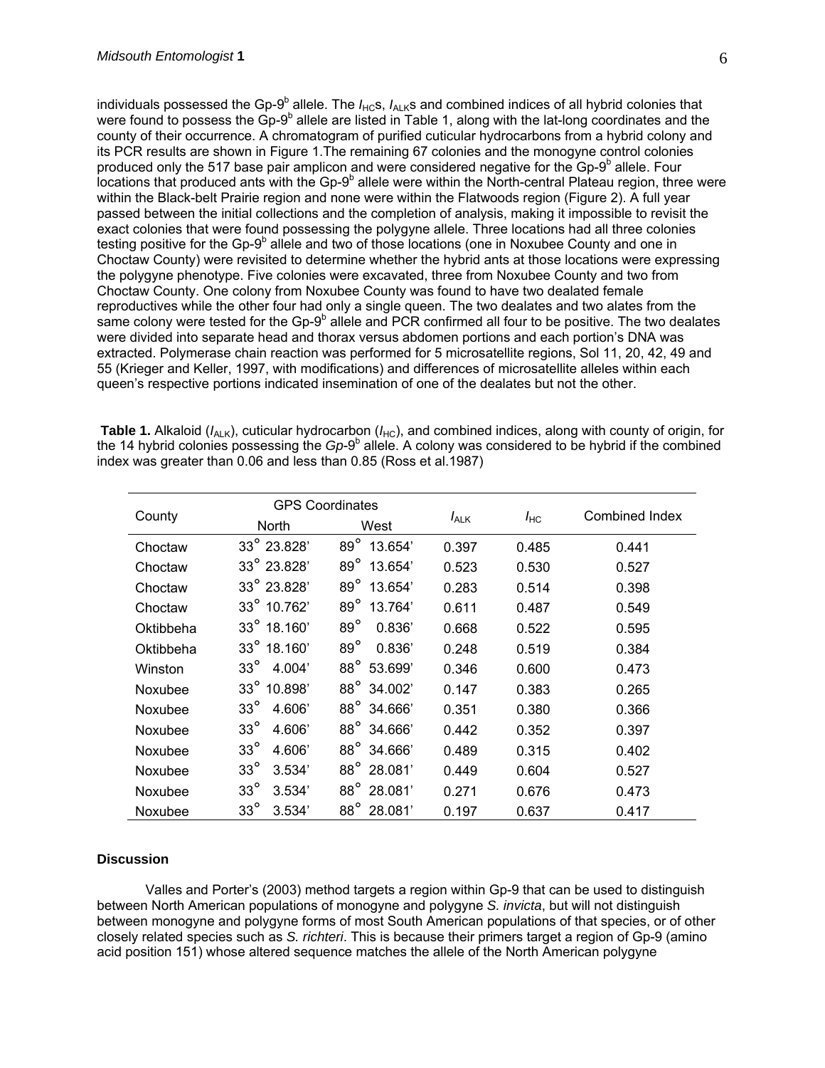individuals possessed the Gp-9[b] allele. The $I_{HC}$s, $I_{ALK}$s and combined indices of all hybrid colonies that were found to possess the Gp-9[b] allele are listed in Table 1, along with the lat-long coordinates and the county of their occurrence. A chromatogram of purified cuticular hydrocarbons from a hybrid colony and its PCR results are shown in Figure 1.The remaining 67 colonies and the monogyne control colonies produced only the 517 base pair amplicon and were considered negative for the Gp-9[b] allele. Four locations that produced ants with the Gp-9[b] allele were within the North-central Plateau region, three were within the Black-belt Prairie region and none were within the Flatwoods region (Figure 2). A full year passed between the initial collections and the completion of analysis, making it impossible to revisit the exact colonies that were found possessing the polygyne allele. Three locations had all three colonies testing positive for the Gp-9[b] allele and two of those locations (one in Noxubee County and one in Choctaw County) were revisited to determine whether the hybrid ants at those locations were expressing the polygyne phenotype. Five colonies were excavated, three from Noxubee County and two from Choctaw County. One colony from Noxubee County was found to have two dealated female reproductives while the other four had only a single queen. The two dealates and two alates from the same colony were tested for the Gp-9[b] allele and PCR confirmed all four to be positive. The two dealates were divided into separate head and thorax versus abdomen portions and each portion's DNA was extracted. Polymerase chain reaction was performed for 5 microsatellite regions, Sol 11, 20, 42, 49 and 55 (Krieger and Keller, 1997, with modifications) and differences of microsatellite alleles within each queen's respective portions indicated insemination of one of the dealates but not the other.

**Table 1.** Alkaloid ($I_{ALK}$), cuticular hydrocarbon ($I_{HC}$), and combined indices, along with county of origin, for the 14 hybrid colonies possessing the *Gp*-9[b] allele. A colony was considered to be hybrid if the combined index was greater than 0.06 and less than 0.85 (Ross et al.1987)

| County | GPS Coordinates | | $I_{ALK}$ | $I_{HC}$ | Combined Index |
|---|---|---|---|---|---|
| | North | West | | | |
| Choctaw | 33° 23.828' | 89° 13.654' | 0.397 | 0.485 | 0.441 |
| Choctaw | 33° 23.828' | 89° 13.654' | 0.523 | 0.530 | 0.527 |
| Choctaw | 33° 23.828' | 89° 13.654' | 0.283 | 0.514 | 0.398 |
| Choctaw | 33° 10.762' | 89° 13.764' | 0.611 | 0.487 | 0.549 |
| Oktibbeha | 33° 18.160' | 89° 0.836' | 0.668 | 0.522 | 0.595 |
| Oktibbeha | 33° 18.160' | 89° 0.836' | 0.248 | 0.519 | 0.384 |
| Winston | 33° 4.004' | 88° 53.699' | 0.346 | 0.600 | 0.473 |
| Noxubee | 33° 10.898' | 88° 34.002' | 0.147 | 0.383 | 0.265 |
| Noxubee | 33° 4.606' | 88° 34.666' | 0.351 | 0.380 | 0.366 |
| Noxubee | 33° 4.606' | 88° 34.666' | 0.442 | 0.352 | 0.397 |
| Noxubee | 33° 4.606' | 88° 34.666' | 0.489 | 0.315 | 0.402 |
| Noxubee | 33° 3.534' | 88° 28.081' | 0.449 | 0.604 | 0.527 |
| Noxubee | 33° 3.534' | 88° 28.081' | 0.271 | 0.676 | 0.473 |
| Noxubee | 33° 3.534' | 88° 28.081' | 0.197 | 0.637 | 0.417 |

## Discussion

Valles and Porter's (2003) method targets a region within Gp-9 that can be used to distinguish between North American populations of monogyne and polygyne *S. invicta*, but will not distinguish between monogyne and polygyne forms of most South American populations of that species, or of other closely related species such as *S. richteri*. This is because their primers target a region of Gp-9 (amino acid position 151) whose altered sequence matches the allele of the North American polygyne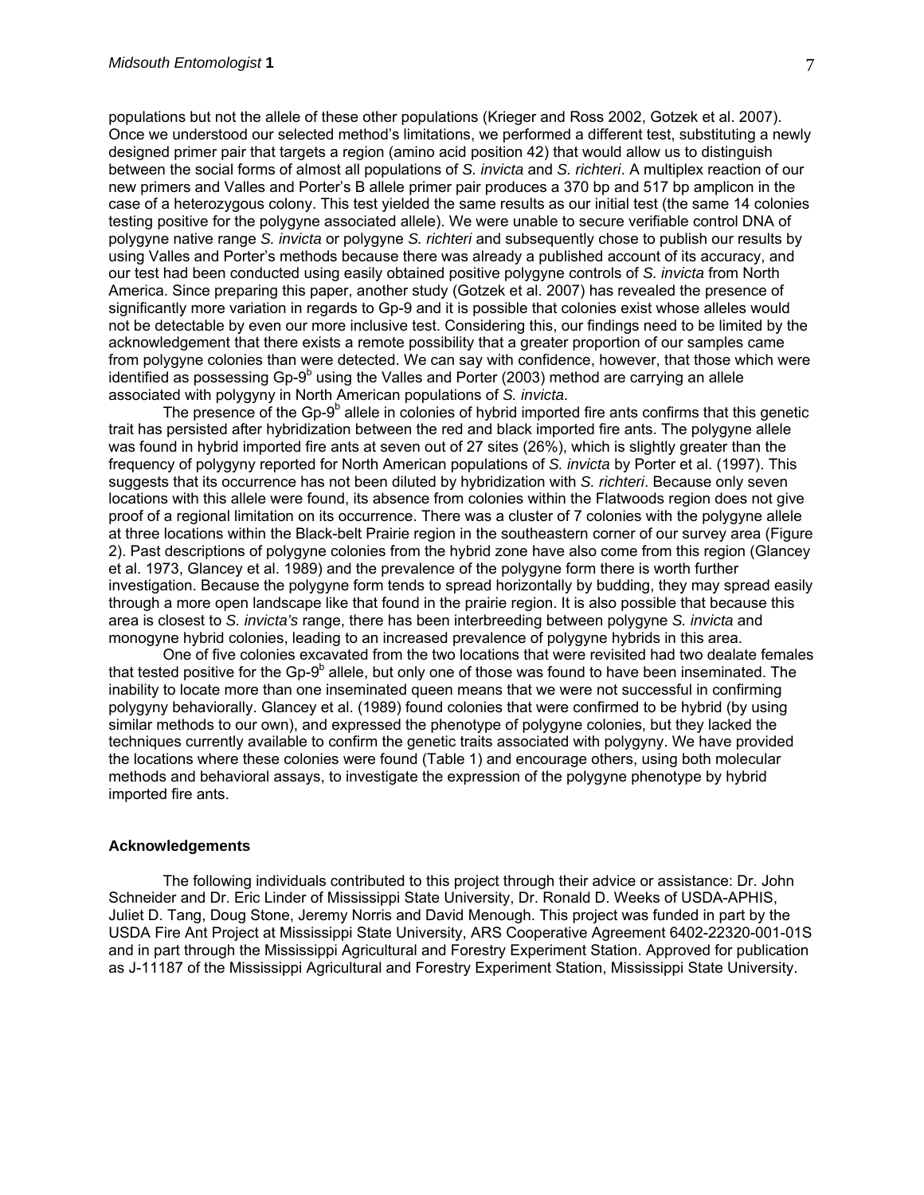populations but not the allele of these other populations (Krieger and Ross 2002, Gotzek et al. 2007). Once we understood our selected method's limitations, we performed a different test, substituting a newly designed primer pair that targets a region (amino acid position 42) that would allow us to distinguish between the social forms of almost all populations of *S. invicta* and *S. richteri*. A multiplex reaction of our new primers and Valles and Porter's B allele primer pair produces a 370 bp and 517 bp amplicon in the case of a heterozygous colony. This test yielded the same results as our initial test (the same 14 colonies testing positive for the polygyne associated allele). We were unable to secure verifiable control DNA of polygyne native range *S. invicta* or polygyne *S. richteri* and subsequently chose to publish our results by using Valles and Porter's methods because there was already a published account of its accuracy, and our test had been conducted using easily obtained positive polygyne controls of *S. invicta* from North America. Since preparing this paper, another study (Gotzek et al. 2007) has revealed the presence of significantly more variation in regards to Gp-9 and it is possible that colonies exist whose alleles would not be detectable by even our more inclusive test. Considering this, our findings need to be limited by the acknowledgement that there exists a remote possibility that a greater proportion of our samples came from polygyne colonies than were detected. We can say with confidence, however, that those which were identified as possessing Gp-9$^b$ using the Valles and Porter (2003) method are carrying an allele associated with polygyny in North American populations of *S. invicta*.

The presence of the Gp-9$^b$ allele in colonies of hybrid imported fire ants confirms that this genetic trait has persisted after hybridization between the red and black imported fire ants. The polygyne allele was found in hybrid imported fire ants at seven out of 27 sites (26%), which is slightly greater than the frequency of polygyny reported for North American populations of *S. invicta* by Porter et al. (1997). This suggests that its occurrence has not been diluted by hybridization with *S. richteri*. Because only seven locations with this allele were found, its absence from colonies within the Flatwoods region does not give proof of a regional limitation on its occurrence. There was a cluster of 7 colonies with the polygyne allele at three locations within the Black-belt Prairie region in the southeastern corner of our survey area (Figure 2). Past descriptions of polygyne colonies from the hybrid zone have also come from this region (Glancey et al. 1973, Glancey et al. 1989) and the prevalence of the polygyne form there is worth further investigation. Because the polygyne form tends to spread horizontally by budding, they may spread easily through a more open landscape like that found in the prairie region. It is also possible that because this area is closest to *S. invicta's* range, there has been interbreeding between polygyne *S. invicta* and monogyne hybrid colonies, leading to an increased prevalence of polygyne hybrids in this area.

One of five colonies excavated from the two locations that were revisited had two dealate females that tested positive for the Gp-9$^b$ allele, but only one of those was found to have been inseminated. The inability to locate more than one inseminated queen means that we were not successful in confirming polygyny behaviorally. Glancey et al. (1989) found colonies that were confirmed to be hybrid (by using similar methods to our own), and expressed the phenotype of polygyne colonies, but they lacked the techniques currently available to confirm the genetic traits associated with polygyny. We have provided the locations where these colonies were found (Table 1) and encourage others, using both molecular methods and behavioral assays, to investigate the expression of the polygyne phenotype by hybrid imported fire ants.

### Acknowledgements

The following individuals contributed to this project through their advice or assistance: Dr. John Schneider and Dr. Eric Linder of Mississippi State University, Dr. Ronald D. Weeks of USDA-APHIS, Juliet D. Tang, Doug Stone, Jeremy Norris and David Menough. This project was funded in part by the USDA Fire Ant Project at Mississippi State University, ARS Cooperative Agreement 6402-22320-001-01S and in part through the Mississippi Agricultural and Forestry Experiment Station. Approved for publication as J-11187 of the Mississippi Agricultural and Forestry Experiment Station, Mississippi State University.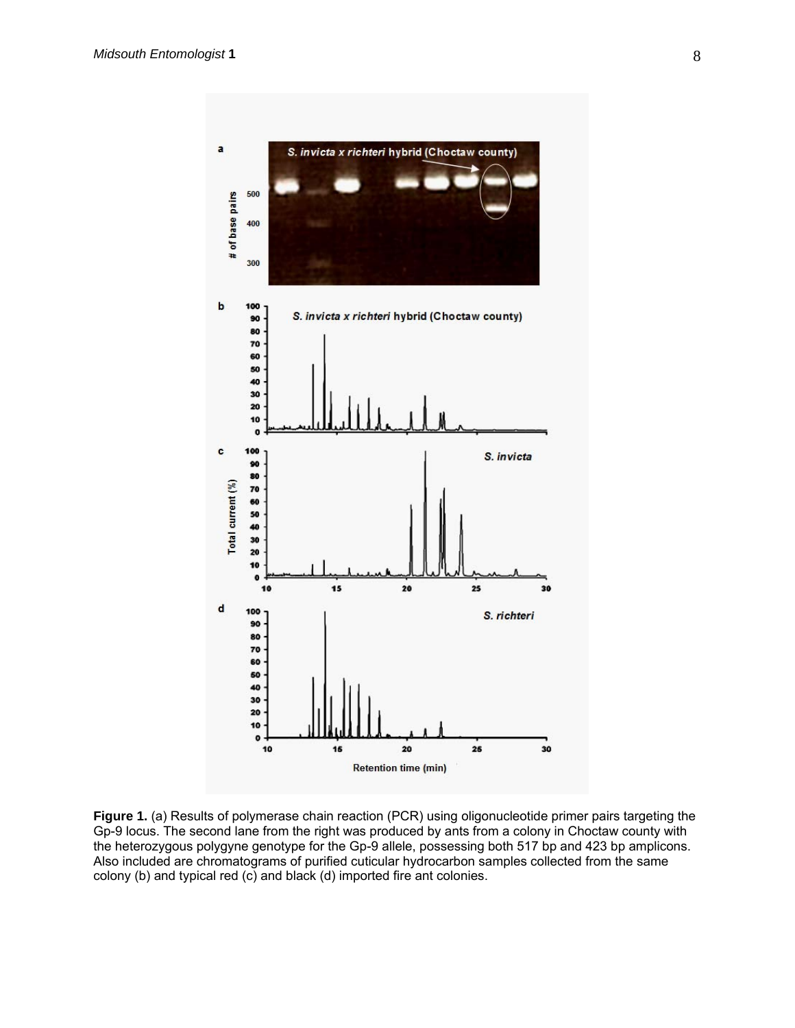**Figure 1.** (a) Results of polymerase chain reaction (PCR) using oligonucleotide primer pairs targeting the Gp-9 locus. The second lane from the right was produced by ants from a colony in Choctaw county with the heterozygous polygyne genotype for the Gp-9 allele, possessing both 517 bp and 423 bp amplicons. Also included are chromatograms of purified cuticular hydrocarbon samples collected from the same colony (b) and typical red (c) and black (d) imported fire ant colonies.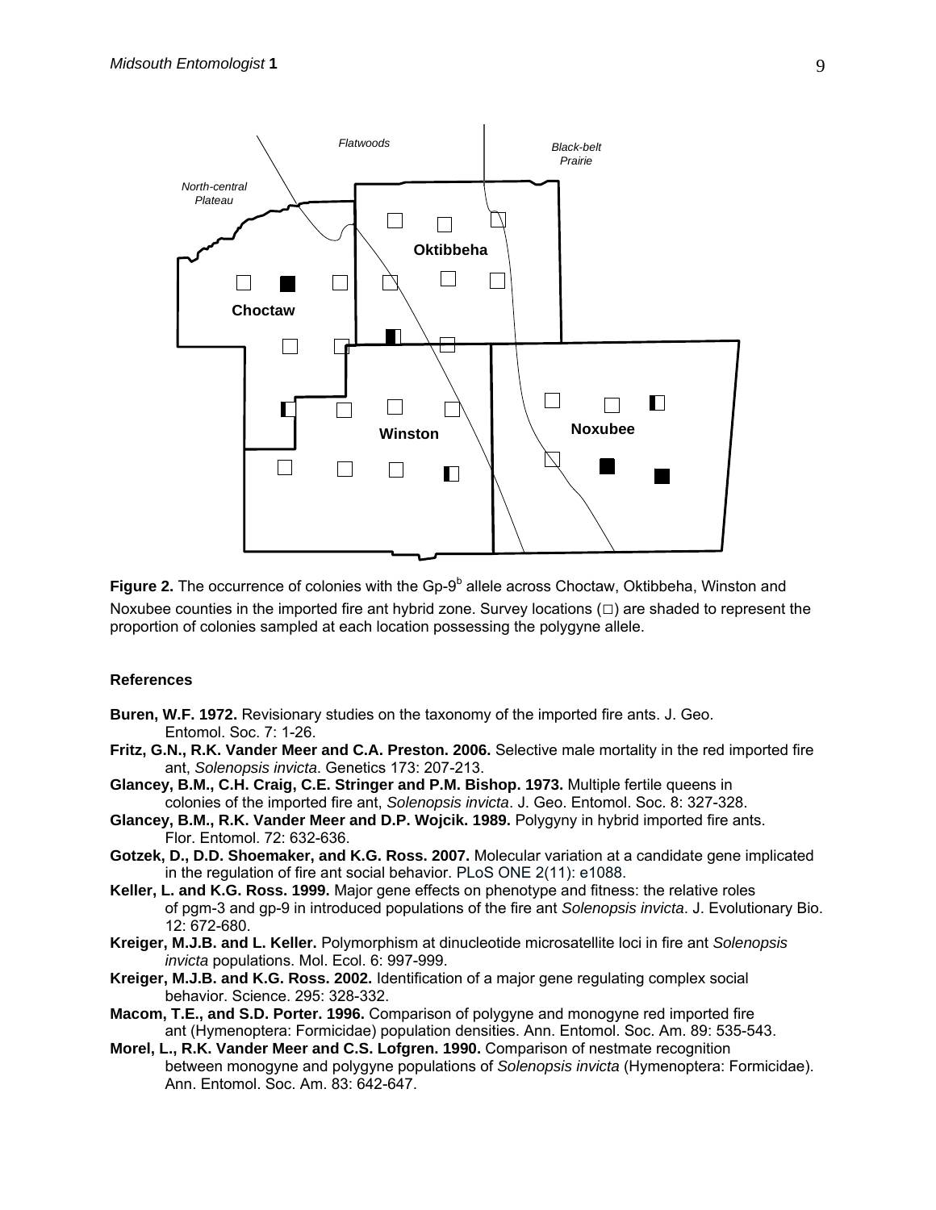Figure 2. The occurrence of colonies with the Gp-9$^b$ allele across Choctaw, Oktibbeha, Winston and Noxubee counties in the imported fire ant hybrid zone. Survey locations (□) are shaded to represent the proportion of colonies sampled at each location possessing the polygyne allele.

## References

**Buren, W.F. 1972.** Revisionary studies on the taxonomy of the imported fire ants. J. Geo. Entomol. Soc. 7: 1-26.

**Fritz, G.N., R.K. Vander Meer and C.A. Preston. 2006.** Selective male mortality in the red imported fire ant, *Solenopsis invicta*. Genetics 173: 207-213.

**Glancey, B.M., C.H. Craig, C.E. Stringer and P.M. Bishop. 1973.** Multiple fertile queens in colonies of the imported fire ant, *Solenopsis invicta*. J. Geo. Entomol. Soc. 8: 327-328.

**Glancey, B.M., R.K. Vander Meer and D.P. Wojcik. 1989.** Polygyny in hybrid imported fire ants. Flor. Entomol. 72: 632-636.

**Gotzek, D., D.D. Shoemaker, and K.G. Ross. 2007.** Molecular variation at a candidate gene implicated in the regulation of fire ant social behavior. PLoS ONE 2(11): e1088.

**Keller, L. and K.G. Ross. 1999.** Major gene effects on phenotype and fitness: the relative roles of pgm-3 and gp-9 in introduced populations of the fire ant *Solenopsis invicta*. J. Evolutionary Bio. 12: 672-680.

**Kreiger, M.J.B. and L. Keller.** Polymorphism at dinucleotide microsatellite loci in fire ant *Solenopsis invicta* populations. Mol. Ecol. 6: 997-999.

**Kreiger, M.J.B. and K.G. Ross. 2002.** Identification of a major gene regulating complex social behavior. Science. 295: 328-332.

**Macom, T.E., and S.D. Porter. 1996.** Comparison of polygyne and monogyne red imported fire ant (Hymenoptera: Formicidae) population densities. Ann. Entomol. Soc. Am. 89: 535-543.

**Morel, L., R.K. Vander Meer and C.S. Lofgren. 1990.** Comparison of nestmate recognition between monogyne and polygyne populations of *Solenopsis invicta* (Hymenoptera: Formicidae). Ann. Entomol. Soc. Am. 83: 642-647.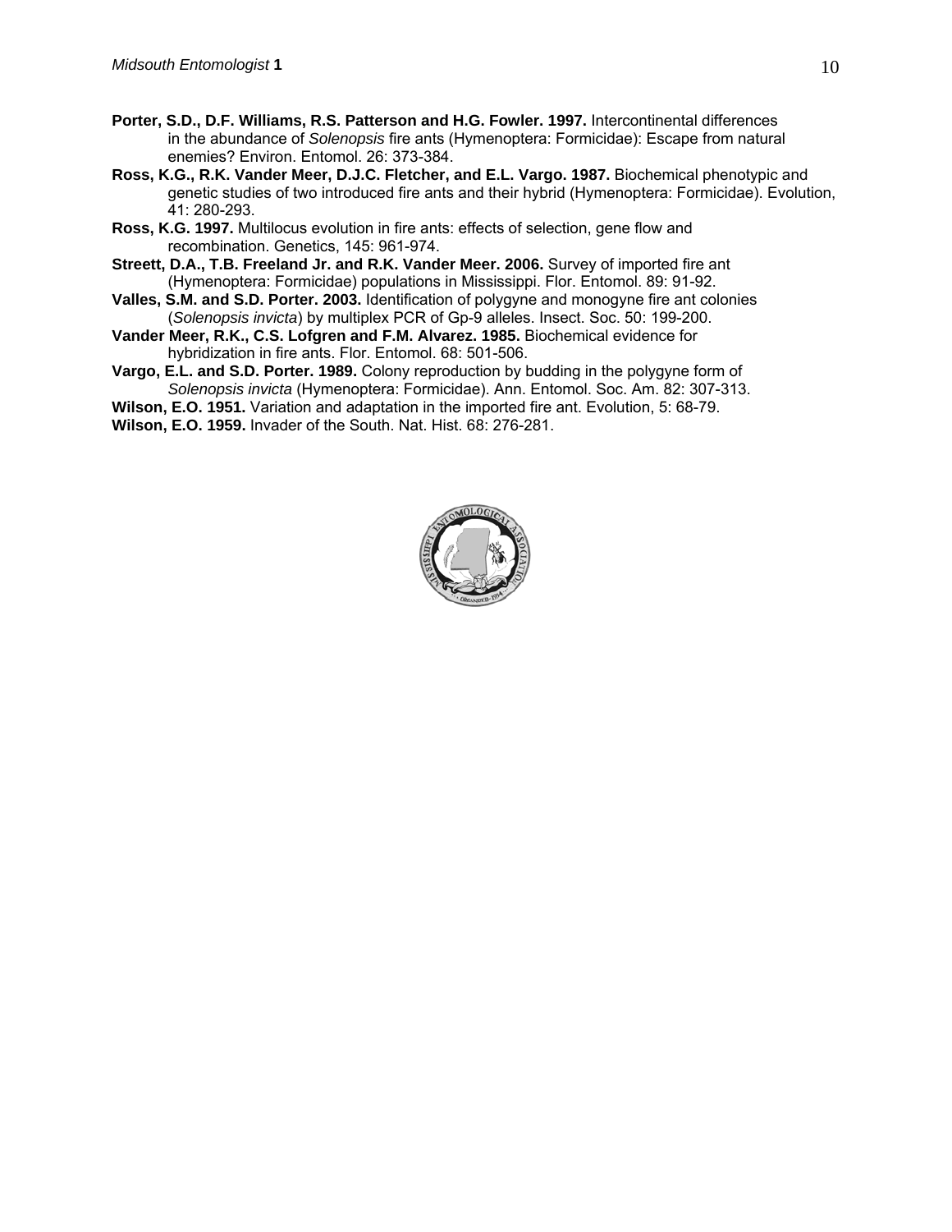**Porter, S.D., D.F. Williams, R.S. Patterson and H.G. Fowler. 1997.** Intercontinental differences in the abundance of *Solenopsis* fire ants (Hymenoptera: Formicidae): Escape from natural enemies? Environ. Entomol. 26: 373-384.

**Ross, K.G., R.K. Vander Meer, D.J.C. Fletcher, and E.L. Vargo. 1987.** Biochemical phenotypic and genetic studies of two introduced fire ants and their hybrid (Hymenoptera: Formicidae). Evolution, 41: 280-293.

**Ross, K.G. 1997.** Multilocus evolution in fire ants: effects of selection, gene flow and recombination. Genetics, 145: 961-974.

**Streett, D.A., T.B. Freeland Jr. and R.K. Vander Meer. 2006.** Survey of imported fire ant (Hymenoptera: Formicidae) populations in Mississippi. Flor. Entomol. 89: 91-92.

**Valles, S.M. and S.D. Porter. 2003.** Identification of polygyne and monogyne fire ant colonies (*Solenopsis invicta*) by multiplex PCR of Gp-9 alleles. Insect. Soc. 50: 199-200.

**Vander Meer, R.K., C.S. Lofgren and F.M. Alvarez. 1985.** Biochemical evidence for hybridization in fire ants. Flor. Entomol. 68: 501-506.

**Vargo, E.L. and S.D. Porter. 1989.** Colony reproduction by budding in the polygyne form of *Solenopsis invicta* (Hymenoptera: Formicidae). Ann. Entomol. Soc. Am. 82: 307-313.

**Wilson, E.O. 1951.** Variation and adaptation in the imported fire ant. Evolution, 5: 68-79.

**Wilson, E.O. 1959.** Invader of the South. Nat. Hist. 68: 276-281.